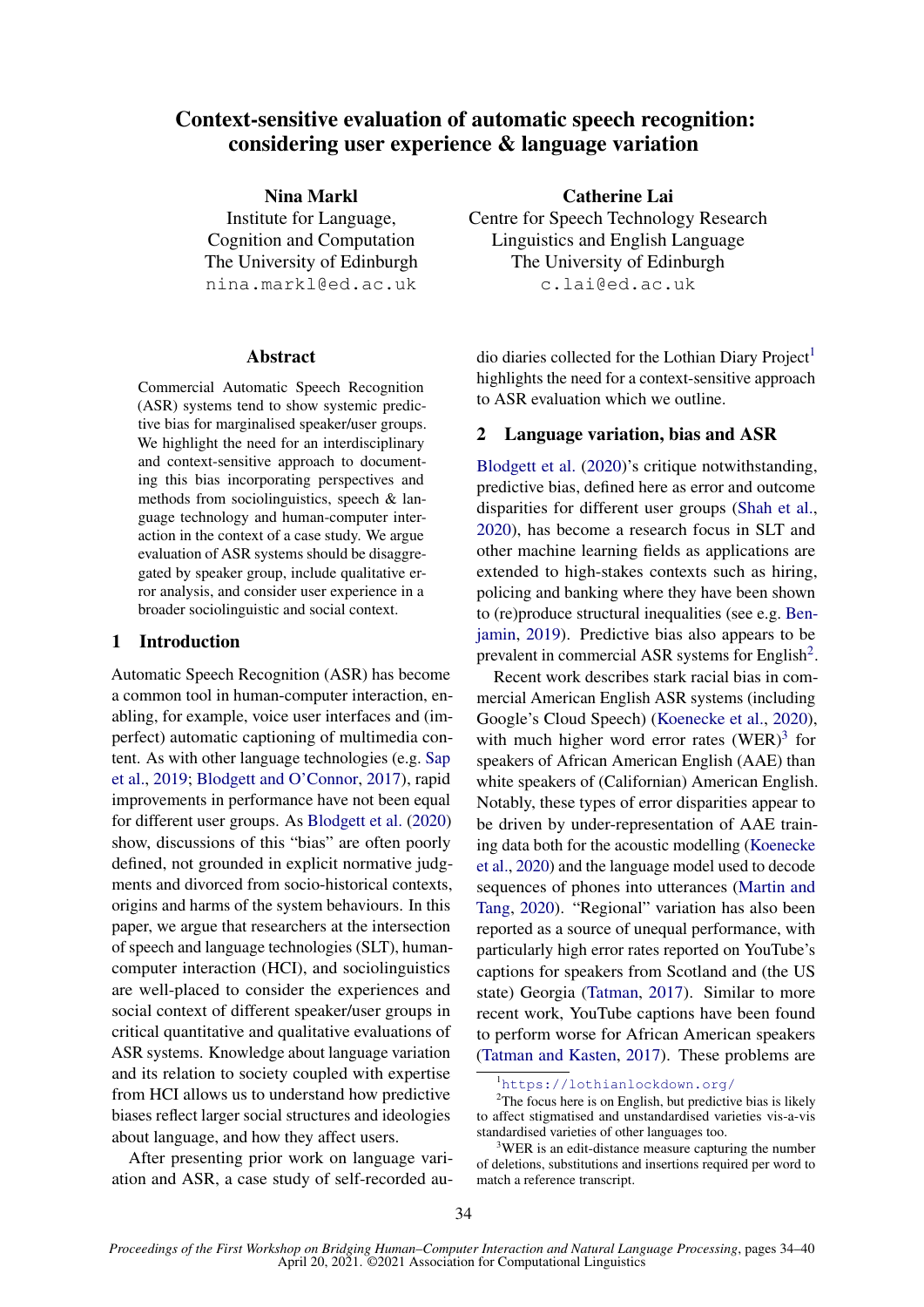# Context-sensitive evaluation of automatic speech recognition: considering user experience & language variation

**Nina Markl**
Institute for Language, Cognition and Computation
The University of Edinburgh
nina.markl@ed.ac.uk

**Catherine Lai**
Centre for Speech Technology Research
Linguistics and English Language
The University of Edinburgh
c.lai@ed.ac.uk

## Abstract

Commercial Automatic Speech Recognition (ASR) systems tend to show systemic predictive bias for marginalised speaker/user groups. We highlight the need for an interdisciplinary and context-sensitive approach to documenting this bias incorporating perspectives and methods from sociolinguistics, speech & language technology and human-computer interaction in the context of a case study. We argue evaluation of ASR systems should be disaggregated by speaker group, include qualitative error analysis, and consider user experience in a broader sociolinguistic and social context.

## 1 Introduction

Automatic Speech Recognition (ASR) has become a common tool in human-computer interaction, enabling, for example, voice user interfaces and (imperfect) automatic captioning of multimedia content. As with other language technologies (e.g. Sap et al., 2019; Blodgett and O'Connor, 2017), rapid improvements in performance have not been equal for different user groups. As Blodgett et al. (2020) show, discussions of this "bias" are often poorly defined, not grounded in explicit normative judgments and divorced from socio-historical contexts, origins and harms of the system behaviours. In this paper, we argue that researchers at the intersection of speech and language technologies (SLT), human-computer interaction (HCI), and sociolinguistics are well-placed to consider the experiences and social context of different speaker/user groups in critical quantitative and qualitative evaluations of ASR systems. Knowledge about language variation and its relation to society coupled with expertise from HCI allows us to understand how predictive biases reflect larger social structures and ideologies about language, and how they affect users.

After presenting prior work on language variation and ASR, a case study of self-recorded audio diaries collected for the Lothian Diary Project[1] highlights the need for a context-sensitive approach to ASR evaluation which we outline.

## 2 Language variation, bias and ASR

Blodgett et al. (2020)'s critique notwithstanding, predictive bias, defined here as error and outcome disparities for different user groups (Shah et al., 2020), has become a research focus in SLT and other machine learning fields as applications are extended to high-stakes contexts such as hiring, policing and banking where they have been shown to (re)produce structural inequalities (see e.g. Benjamin, 2019). Predictive bias also appears to be prevalent in commercial ASR systems for English[2].

Recent work describes stark racial bias in commercial American English ASR systems (including Google's Cloud Speech) (Koenecke et al., 2020), with much higher word error rates (WER)[3] for speakers of African American English (AAE) than white speakers of (Californian) American English. Notably, these types of error disparities appear to be driven by under-representation of AAE training data both for the acoustic modelling (Koenecke et al., 2020) and the language model used to decode sequences of phones into utterances (Martin and Tang, 2020). "Regional" variation has also been reported as a source of unequal performance, with particularly high error rates reported on YouTube's captions for speakers from Scotland and (the US state) Georgia (Tatman, 2017). Similar to more recent work, YouTube captions have been found to perform worse for African American speakers (Tatman and Kasten, 2017). These problems are

[1] https://lothianlockdown.org/

[2] The focus here is on English, but predictive bias is likely to affect stigmatised and unstandardised varieties vis-a-vis standardised varieties of other languages too.

[3] WER is an edit-distance measure capturing the number of deletions, substitutions and insertions required per word to match a reference transcript.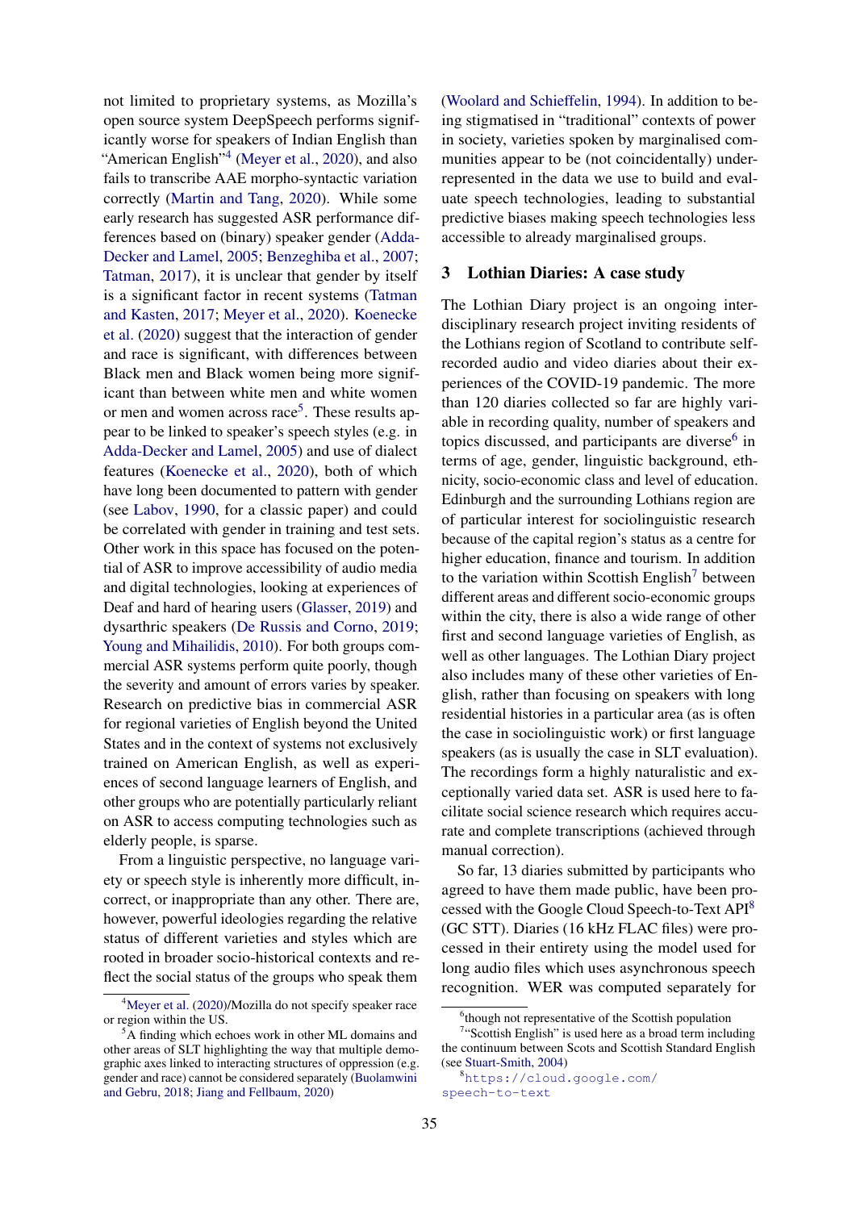not limited to proprietary systems, as Mozilla's open source system DeepSpeech performs significantly worse for speakers of Indian English than "American English"[4] (Meyer et al., 2020), and also fails to transcribe AAE morpho-syntactic variation correctly (Martin and Tang, 2020). While some early research has suggested ASR performance differences based on (binary) speaker gender (Adda-Decker and Lamel, 2005; Benzeghiba et al., 2007; Tatman, 2017), it is unclear that gender by itself is a significant factor in recent systems (Tatman and Kasten, 2017; Meyer et al., 2020). Koenecke et al. (2020) suggest that the interaction of gender and race is significant, with differences between Black men and Black women being more significant than between white men and white women or men and women across race[5]. These results appear to be linked to speaker's speech styles (e.g. in Adda-Decker and Lamel, 2005) and use of dialect features (Koenecke et al., 2020), both of which have long been documented to pattern with gender (see Labov, 1990, for a classic paper) and could be correlated with gender in training and test sets. Other work in this space has focused on the potential of ASR to improve accessibility of audio media and digital technologies, looking at experiences of Deaf and hard of hearing users (Glasser, 2019) and dysarthric speakers (De Russis and Corno, 2019; Young and Mihailidis, 2010). For both groups commercial ASR systems perform quite poorly, though the severity and amount of errors varies by speaker. Research on predictive bias in commercial ASR for regional varieties of English beyond the United States and in the context of systems not exclusively trained on American English, as well as experiences of second language learners of English, and other groups who are potentially particularly reliant on ASR to access computing technologies such as elderly people, is sparse.

From a linguistic perspective, no language variety or speech style is inherently more difficult, incorrect, or inappropriate than any other. There are, however, powerful ideologies regarding the relative status of different varieties and styles which are rooted in broader socio-historical contexts and reflect the social status of the groups who speak them (Woolard and Schieffelin, 1994). In addition to being stigmatised in "traditional" contexts of power in society, varieties spoken by marginalised communities appear to be (not coincidentally) underrepresented in the data we use to build and evaluate speech technologies, leading to substantial predictive biases making speech technologies less accessible to already marginalised groups.

## 3 Lothian Diaries: A case study

The Lothian Diary project is an ongoing interdisciplinary research project inviting residents of the Lothians region of Scotland to contribute self-recorded audio and video diaries about their experiences of the COVID-19 pandemic. The more than 120 diaries collected so far are highly variable in recording quality, number of speakers and topics discussed, and participants are diverse[6] in terms of age, gender, linguistic background, ethnicity, socio-economic class and level of education. Edinburgh and the surrounding Lothians region are of particular interest for sociolinguistic research because of the capital region's status as a centre for higher education, finance and tourism. In addition to the variation within Scottish English[7] between different areas and different socio-economic groups within the city, there is also a wide range of other first and second language varieties of English, as well as other languages. The Lothian Diary project also includes many of these other varieties of English, rather than focusing on speakers with long residential histories in a particular area (as is often the case in sociolinguistic work) or first language speakers (as is usually the case in SLT evaluation). The recordings form a highly naturalistic and exceptionally varied data set. ASR is used here to facilitate social science research which requires accurate and complete transcriptions (achieved through manual correction).

So far, 13 diaries submitted by participants who agreed to have them made public, have been processed with the Google Cloud Speech-to-Text API[8] (GC STT). Diaries (16 kHz FLAC files) were processed in their entirety using the model used for long audio files which uses asynchronous speech recognition. WER was computed separately for

[4] Meyer et al. (2020)/Mozilla do not specify speaker race or region within the US.

[5] A finding which echoes work in other ML domains and other areas of SLT highlighting the way that multiple demographic axes linked to interacting structures of oppression (e.g. gender and race) cannot be considered separately (Buolamwini and Gebru, 2018; Jiang and Fellbaum, 2020)

[6] though not representative of the Scottish population

[7] "Scottish English" is used here as a broad term including the continuum between Scots and Scottish Standard English (see Stuart-Smith, 2004)

[8] https://cloud.google.com/speech-to-text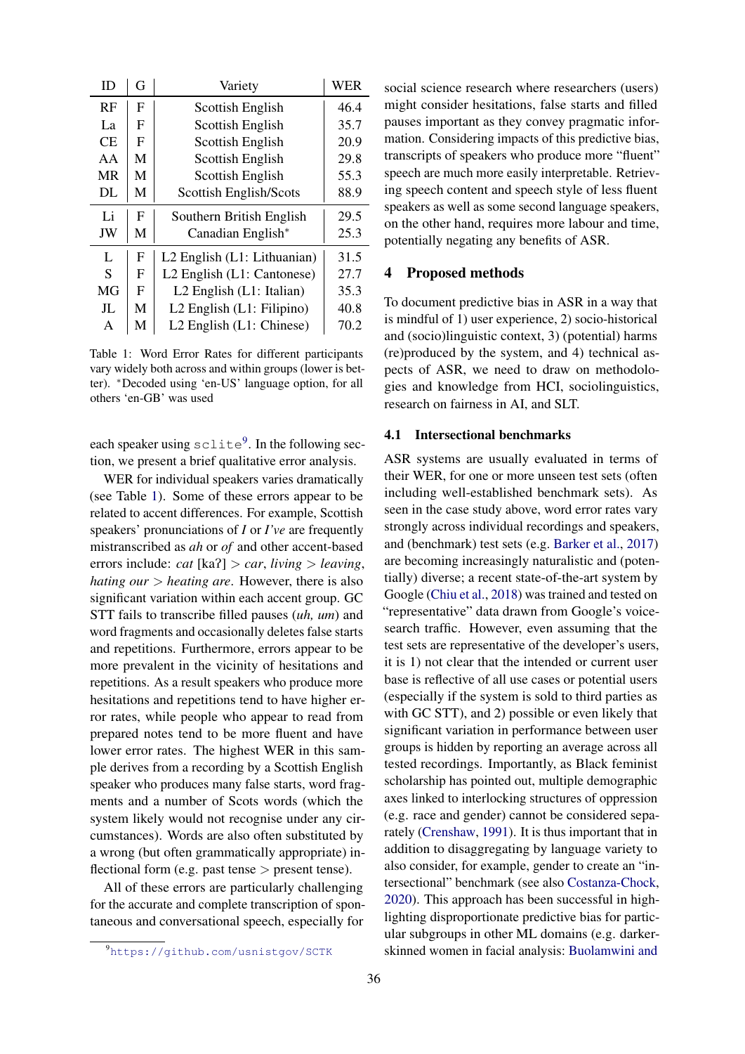| ID | G | Variety | WER |
|---|---|---|---|
| RF | F | Scottish English | 46.4 |
| La | F | Scottish English | 35.7 |
| CE | F | Scottish English | 20.9 |
| AA | M | Scottish English | 29.8 |
| MR | M | Scottish English | 55.3 |
| DL | M | Scottish English/Scots | 88.9 |
| Li | F | Southern British English | 29.5 |
| JW | M | Canadian English* | 25.3 |
| L | F | L2 English (L1: Lithuanian) | 31.5 |
| S | F | L2 English (L1: Cantonese) | 27.7 |
| MG | F | L2 English (L1: Italian) | 35.3 |
| JL | M | L2 English (L1: Filipino) | 40.8 |
| A | M | L2 English (L1: Chinese) | 70.2 |

Table 1: Word Error Rates for different participants vary widely both across and within groups (lower is better). *Decoded using 'en-US' language option, for all others 'en-GB' was used

each speaker using `sclite`[9]. In the following section, we present a brief qualitative error analysis.

WER for individual speakers varies dramatically (see Table 1). Some of these errors appear to be related to accent differences. For example, Scottish speakers' pronunciations of *I* or *I've* are frequently mistranscribed as *ah* or *of* and other accent-based errors include: *cat* [kaʔ] > *car*, *living* > *leaving*, *hating our* > *heating are*. However, there is also significant variation within each accent group. GC STT fails to transcribe filled pauses (*uh, um*) and word fragments and occasionally deletes false starts and repetitions. Furthermore, errors appear to be more prevalent in the vicinity of hesitations and repetitions. As a result speakers who produce more hesitations and repetitions tend to have higher error rates, while people who appear to read from prepared notes tend to be more fluent and have lower error rates. The highest WER in this sample derives from a recording by a Scottish English speaker who produces many false starts, word fragments and a number of Scots words (which the system likely would not recognise under any circumstances). Words are also often substituted by a wrong (but often grammatically appropriate) inflectional form (e.g. past tense > present tense).

All of these errors are particularly challenging for the accurate and complete transcription of spontaneous and conversational speech, especially for social science research where researchers (users) might consider hesitations, false starts and filled pauses important as they convey pragmatic information. Considering impacts of this predictive bias, transcripts of speakers who produce more "fluent" speech are much more easily interpretable. Retrieving speech content and speech style of less fluent speakers as well as some second language speakers, on the other hand, requires more labour and time, potentially negating any benefits of ASR.

[9] https://github.com/usnistgov/SCTK

## 4 Proposed methods

To document predictive bias in ASR in a way that is mindful of 1) user experience, 2) socio-historical and (socio)linguistic context, 3) (potential) harms (re)produced by the system, and 4) technical aspects of ASR, we need to draw on methodologies and knowledge from HCI, sociolinguistics, research on fairness in AI, and SLT.

### 4.1 Intersectional benchmarks

ASR systems are usually evaluated in terms of their WER, for one or more unseen test sets (often including well-established benchmark sets). As seen in the case study above, word error rates vary strongly across individual recordings and speakers, and (benchmark) test sets (e.g. Barker et al., 2017) are becoming increasingly naturalistic and (potentially) diverse; a recent state-of-the-art system by Google (Chiu et al., 2018) was trained and tested on "representative" data drawn from Google's voice-search traffic. However, even assuming that the test sets are representative of the developer's users, it is 1) not clear that the intended or current user base is reflective of all use cases or potential users (especially if the system is sold to third parties as with GC STT), and 2) possible or even likely that significant variation in performance between user groups is hidden by reporting an average across all tested recordings. Importantly, as Black feminist scholarship has pointed out, multiple demographic axes linked to interlocking structures of oppression (e.g. race and gender) cannot be considered separately (Crenshaw, 1991). It is thus important that in addition to disaggregating by language variety to also consider, for example, gender to create an "intersectional" benchmark (see also Costanza-Chock, 2020). This approach has been successful in highlighting disproportionate predictive bias for particular subgroups in other ML domains (e.g. darker-skinned women in facial analysis: Buolamwini and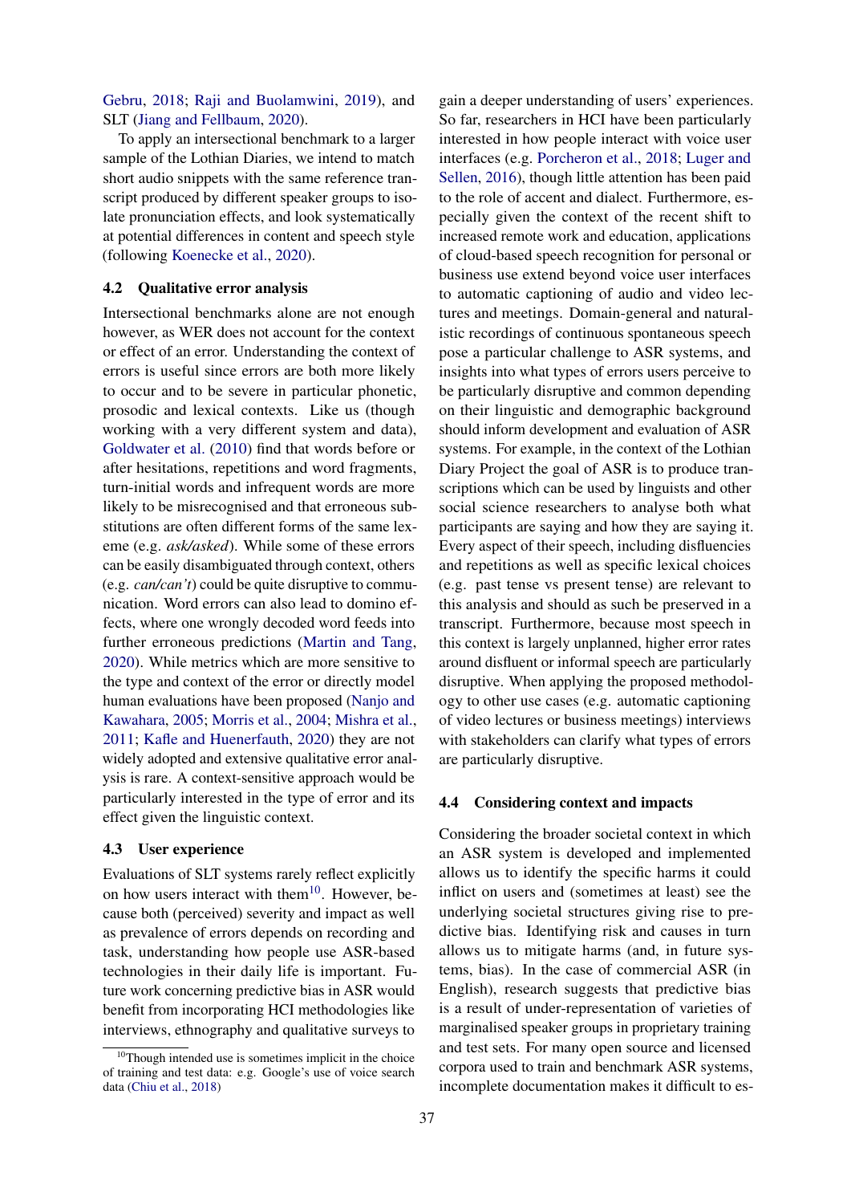Gebru, 2018; Raji and Buolamwini, 2019), and SLT (Jiang and Fellbaum, 2020).

To apply an intersectional benchmark to a larger sample of the Lothian Diaries, we intend to match short audio snippets with the same reference transcript produced by different speaker groups to isolate pronunciation effects, and look systematically at potential differences in content and speech style (following Koenecke et al., 2020).

### 4.2 Qualitative error analysis

Intersectional benchmarks alone are not enough however, as WER does not account for the context or effect of an error. Understanding the context of errors is useful since errors are both more likely to occur and to be severe in particular phonetic, prosodic and lexical contexts. Like us (though working with a very different system and data), Goldwater et al. (2010) find that words before or after hesitations, repetitions and word fragments, turn-initial words and infrequent words are more likely to be misrecognised and that erroneous substitutions are often different forms of the same lexeme (e.g. *ask/asked*). While some of these errors can be easily disambiguated through context, others (e.g. *can/can't*) could be quite disruptive to communication. Word errors can also lead to domino effects, where one wrongly decoded word feeds into further erroneous predictions (Martin and Tang, 2020). While metrics which are more sensitive to the type and context of the error or directly model human evaluations have been proposed (Nanjo and Kawahara, 2005; Morris et al., 2004; Mishra et al., 2011; Kafle and Huenerfauth, 2020) they are not widely adopted and extensive qualitative error analysis is rare. A context-sensitive approach would be particularly interested in the type of error and its effect given the linguistic context.

### 4.3 User experience

Evaluations of SLT systems rarely reflect explicitly on how users interact with them[10]. However, because both (perceived) severity and impact as well as prevalence of errors depends on recording and task, understanding how people use ASR-based technologies in their daily life is important. Future work concerning predictive bias in ASR would benefit from incorporating HCI methodologies like interviews, ethnography and qualitative surveys to gain a deeper understanding of users' experiences. So far, researchers in HCI have been particularly interested in how people interact with voice user interfaces (e.g. Porcheron et al., 2018; Luger and Sellen, 2016), though little attention has been paid to the role of accent and dialect. Furthermore, especially given the context of the recent shift to increased remote work and education, applications of cloud-based speech recognition for personal or business use extend beyond voice user interfaces to automatic captioning of audio and video lectures and meetings. Domain-general and naturalistic recordings of continuous spontaneous speech pose a particular challenge to ASR systems, and insights into what types of errors users perceive to be particularly disruptive and common depending on their linguistic and demographic background should inform development and evaluation of ASR systems. For example, in the context of the Lothian Diary Project the goal of ASR is to produce transcriptions which can be used by linguists and other social science researchers to analyse both what participants are saying and how they are saying it. Every aspect of their speech, including disfluencies and repetitions as well as specific lexical choices (e.g. past tense vs present tense) are relevant to this analysis and should as such be preserved in a transcript. Furthermore, because most speech in this context is largely unplanned, higher error rates around disfluent or informal speech are particularly disruptive. When applying the proposed methodology to other use cases (e.g. automatic captioning of video lectures or business meetings) interviews with stakeholders can clarify what types of errors are particularly disruptive.

### 4.4 Considering context and impacts

Considering the broader societal context in which an ASR system is developed and implemented allows us to identify the specific harms it could inflict on users and (sometimes at least) see the underlying societal structures giving rise to predictive bias. Identifying risk and causes in turn allows us to mitigate harms (and, in future systems, bias). In the case of commercial ASR (in English), research suggests that predictive bias is a result of under-representation of varieties of marginalised speaker groups in proprietary training and test sets. For many open source and licensed corpora used to train and benchmark ASR systems, incomplete documentation makes it difficult to es-

[10]Though intended use is sometimes implicit in the choice of training and test data: e.g. Google's use of voice search data (Chiu et al., 2018)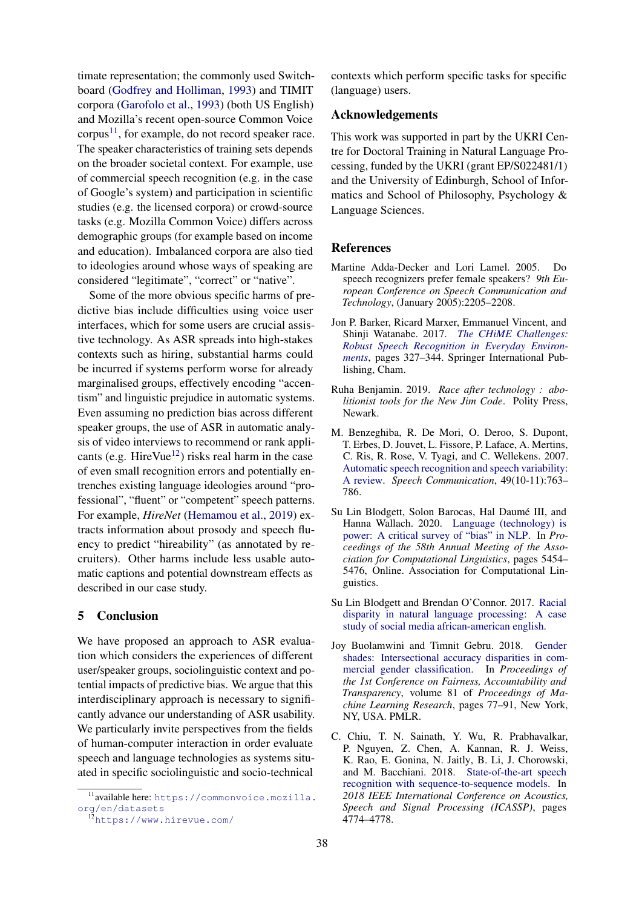timate representation; the commonly used Switchboard (Godfrey and Holliman, 1993) and TIMIT corpora (Garofolo et al., 1993) (both US English) and Mozilla's recent open-source Common Voice corpus[11], for example, do not record speaker race. The speaker characteristics of training sets depends on the broader societal context. For example, use of commercial speech recognition (e.g. in the case of Google's system) and participation in scientific studies (e.g. the licensed corpora) or crowd-source tasks (e.g. Mozilla Common Voice) differs across demographic groups (for example based on income and education). Imbalanced corpora are also tied to ideologies around whose ways of speaking are considered "legitimate", "correct" or "native".

Some of the more obvious specific harms of predictive bias include difficulties using voice user interfaces, which for some users are crucial assistive technology. As ASR spreads into high-stakes contexts such as hiring, substantial harms could be incurred if systems perform worse for already marginalised groups, effectively encoding "accentism" and linguistic prejudice in automatic systems. Even assuming no prediction bias across different speaker groups, the use of ASR in automatic analysis of video interviews to recommend or rank applicants (e.g. HireVue[12]) risks real harm in the case of even small recognition errors and potentially entrenches existing language ideologies around "professional", "fluent" or "competent" speech patterns. For example, *HireNet* (Hemamou et al., 2019) extracts information about prosody and speech fluency to predict "hireability" (as annotated by recruiters). Other harms include less usable automatic captions and potential downstream effects as described in our case study.

## 5 Conclusion

We have proposed an approach to ASR evaluation which considers the experiences of different user/speaker groups, sociolinguistic context and potential impacts of predictive bias. We argue that this interdisciplinary approach is necessary to significantly advance our understanding of ASR usability. We particularly invite perspectives from the fields of human-computer interaction in order evaluate speech and language technologies as systems situated in specific sociolinguistic and socio-technical contexts which perform specific tasks for specific (language) users.

[11] available here: https://commonvoice.mozilla.org/en/datasets

[12] https://www.hirevue.com/

## Acknowledgements

This work was supported in part by the UKRI Centre for Doctoral Training in Natural Language Processing, funded by the UKRI (grant EP/S022481/1) and the University of Edinburgh, School of Informatics and School of Philosophy, Psychology & Language Sciences.

## References

Martine Adda-Decker and Lori Lamel. 2005. Do speech recognizers prefer female speakers? *9th European Conference on Speech Communication and Technology*, (January 2005):2205–2208.

Jon P. Barker, Ricard Marxer, Emmanuel Vincent, and Shinji Watanabe. 2017. *The CHiME Challenges: Robust Speech Recognition in Everyday Environments*, pages 327–344. Springer International Publishing, Cham.

Ruha Benjamin. 2019. *Race after technology : abolitionist tools for the New Jim Code*. Polity Press, Newark.

M. Benzeghiba, R. De Mori, O. Deroo, S. Dupont, T. Erbes, D. Jouvet, L. Fissore, P. Laface, A. Mertins, C. Ris, R. Rose, V. Tyagi, and C. Wellekens. 2007. Automatic speech recognition and speech variability: A review. *Speech Communication*, 49(10-11):763–786.

Su Lin Blodgett, Solon Barocas, Hal Daumé III, and Hanna Wallach. 2020. Language (technology) is power: A critical survey of "bias" in NLP. In *Proceedings of the 58th Annual Meeting of the Association for Computational Linguistics*, pages 5454–5476, Online. Association for Computational Linguistics.

Su Lin Blodgett and Brendan O'Connor. 2017. Racial disparity in natural language processing: A case study of social media african-american english.

Joy Buolamwini and Timnit Gebru. 2018. Gender shades: Intersectional accuracy disparities in commercial gender classification. In *Proceedings of the 1st Conference on Fairness, Accountability and Transparency*, volume 81 of *Proceedings of Machine Learning Research*, pages 77–91, New York, NY, USA. PMLR.

C. Chiu, T. N. Sainath, Y. Wu, R. Prabhavalkar, P. Nguyen, Z. Chen, A. Kannan, R. J. Weiss, K. Rao, E. Gonina, N. Jaitly, B. Li, J. Chorowski, and M. Bacchiani. 2018. State-of-the-art speech recognition with sequence-to-sequence models. In *2018 IEEE International Conference on Acoustics, Speech and Signal Processing (ICASSP)*, pages 4774–4778.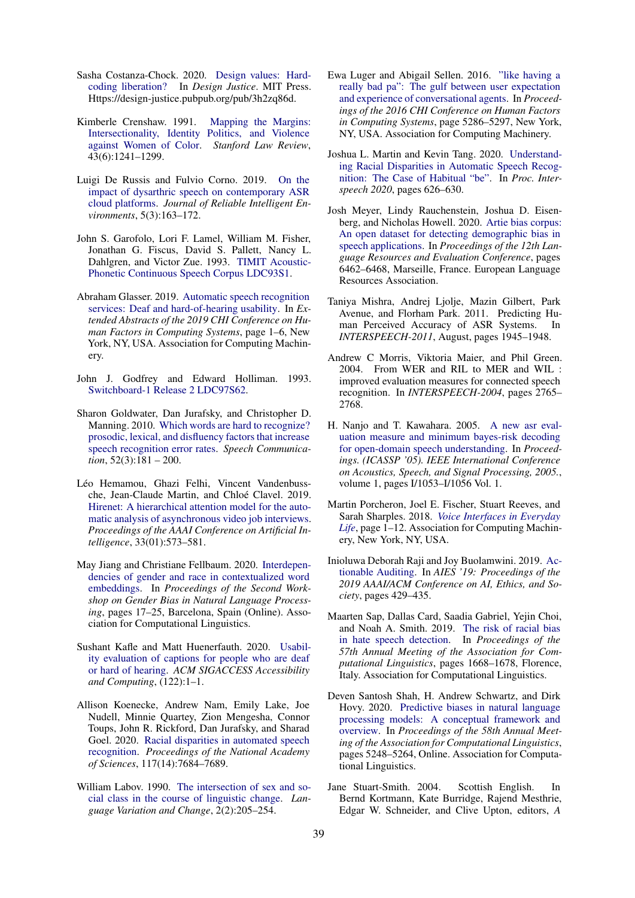Sasha Costanza-Chock. 2020. Design values: Hard-coding liberation? In *Design Justice*. MIT Press. Https://design-justice.pubpub.org/pub/3h2zq86d.

Kimberle Crenshaw. 1991. Mapping the Margins: Intersectionality, Identity Politics, and Violence against Women of Color. *Stanford Law Review*, 43(6):1241–1299.

Luigi De Russis and Fulvio Corno. 2019. On the impact of dysarthric speech on contemporary ASR cloud platforms. *Journal of Reliable Intelligent Environments*, 5(3):163–172.

John S. Garofolo, Lori F. Lamel, William M. Fisher, Jonathan G. Fiscus, David S. Pallett, Nancy L. Dahlgren, and Victor Zue. 1993. TIMIT Acoustic-Phonetic Continuous Speech Corpus LDC93S1.

Abraham Glasser. 2019. Automatic speech recognition services: Deaf and hard-of-hearing usability. In *Extended Abstracts of the 2019 CHI Conference on Human Factors in Computing Systems*, page 1–6, New York, NY, USA. Association for Computing Machinery.

John J. Godfrey and Edward Holliman. 1993. Switchboard-1 Release 2 LDC97S62.

Sharon Goldwater, Dan Jurafsky, and Christopher D. Manning. 2010. Which words are hard to recognize? prosodic, lexical, and disfluency factors that increase speech recognition error rates. *Speech Communication*, 52(3):181 – 200.

Léo Hemamou, Ghazi Felhi, Vincent Vandenbussche, Jean-Claude Martin, and Chloé Clavel. 2019. Hirenet: A hierarchical attention model for the automatic analysis of asynchronous video job interviews. *Proceedings of the AAAI Conference on Artificial Intelligence*, 33(01):573–581.

May Jiang and Christiane Fellbaum. 2020. Interdependencies of gender and race in contextualized word embeddings. In *Proceedings of the Second Workshop on Gender Bias in Natural Language Processing*, pages 17–25, Barcelona, Spain (Online). Association for Computational Linguistics.

Sushant Kafle and Matt Huenerfauth. 2020. Usability evaluation of captions for people who are deaf or hard of hearing. *ACM SIGACCESS Accessibility and Computing*, (122):1–1.

Allison Koenecke, Andrew Nam, Emily Lake, Joe Nudell, Minnie Quartey, Zion Mengesha, Connor Toups, John R. Rickford, Dan Jurafsky, and Sharad Goel. 2020. Racial disparities in automated speech recognition. *Proceedings of the National Academy of Sciences*, 117(14):7684–7689.

William Labov. 1990. The intersection of sex and social class in the course of linguistic change. *Language Variation and Change*, 2(2):205–254.

Ewa Luger and Abigail Sellen. 2016. "like having a really bad pa": The gulf between user expectation and experience of conversational agents. In *Proceedings of the 2016 CHI Conference on Human Factors in Computing Systems*, page 5286–5297, New York, NY, USA. Association for Computing Machinery.

Joshua L. Martin and Kevin Tang. 2020. Understanding Racial Disparities in Automatic Speech Recognition: The Case of Habitual "be". In *Proc. Interspeech 2020*, pages 626–630.

Josh Meyer, Lindy Rauchenstein, Joshua D. Eisenberg, and Nicholas Howell. 2020. Artie bias corpus: An open dataset for detecting demographic bias in speech applications. In *Proceedings of the 12th Language Resources and Evaluation Conference*, pages 6462–6468, Marseille, France. European Language Resources Association.

Taniya Mishra, Andrej Ljolje, Mazin Gilbert, Park Avenue, and Florham Park. 2011. Predicting Human Perceived Accuracy of ASR Systems. In *INTERSPEECH-2011*, August, pages 1945–1948.

Andrew C Morris, Viktoria Maier, and Phil Green. 2004. From WER and RIL to MER and WIL : improved evaluation measures for connected speech recognition. In *INTERSPEECH-2004*, pages 2765–2768.

H. Nanjo and T. Kawahara. 2005. A new asr evaluation measure and minimum bayes-risk decoding for open-domain speech understanding. In *Proceedings. (ICASSP '05). IEEE International Conference on Acoustics, Speech, and Signal Processing, 2005.*, volume 1, pages I/1053–I/1056 Vol. 1.

Martin Porcheron, Joel E. Fischer, Stuart Reeves, and Sarah Sharples. 2018. *Voice Interfaces in Everyday Life*, page 1–12. Association for Computing Machinery, New York, NY, USA.

Inioluwa Deborah Raji and Joy Buolamwini. 2019. Actionable Auditing. In *AIES '19: Proceedings of the 2019 AAAI/ACM Conference on AI, Ethics, and Society*, pages 429–435.

Maarten Sap, Dallas Card, Saadia Gabriel, Yejin Choi, and Noah A. Smith. 2019. The risk of racial bias in hate speech detection. In *Proceedings of the 57th Annual Meeting of the Association for Computational Linguistics*, pages 1668–1678, Florence, Italy. Association for Computational Linguistics.

Deven Santosh Shah, H. Andrew Schwartz, and Dirk Hovy. 2020. Predictive biases in natural language processing models: A conceptual framework and overview. In *Proceedings of the 58th Annual Meeting of the Association for Computational Linguistics*, pages 5248–5264, Online. Association for Computational Linguistics.

Jane Stuart-Smith. 2004. Scottish English. In Bernd Kortmann, Kate Burridge, Rajend Mesthrie, Edgar W. Schneider, and Clive Upton, editors, *A*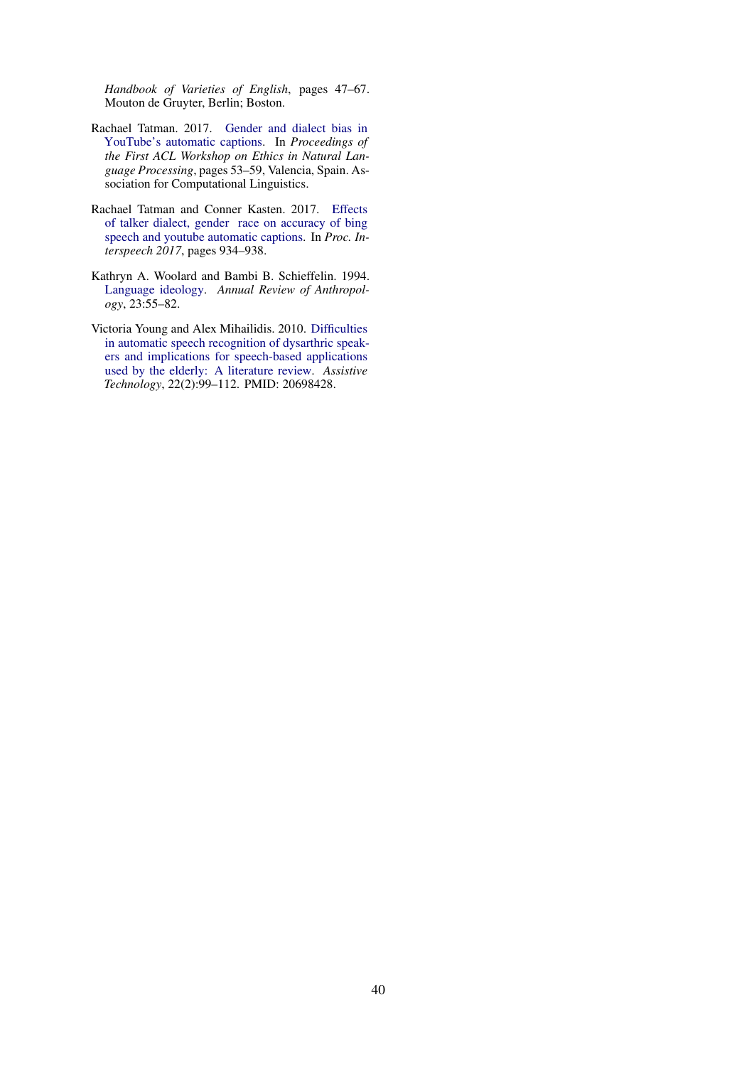*Handbook of Varieties of English*, pages 47–67. Mouton de Gruyter, Berlin; Boston.

Rachael Tatman. 2017. Gender and dialect bias in YouTube's automatic captions. In *Proceedings of the First ACL Workshop on Ethics in Natural Language Processing*, pages 53–59, Valencia, Spain. Association for Computational Linguistics.

Rachael Tatman and Conner Kasten. 2017. Effects of talker dialect, gender race on accuracy of bing speech and youtube automatic captions. In *Proc. Interspeech 2017*, pages 934–938.

Kathryn A. Woolard and Bambi B. Schieffelin. 1994. Language ideology. *Annual Review of Anthropology*, 23:55–82.

Victoria Young and Alex Mihailidis. 2010. Difficulties in automatic speech recognition of dysarthric speakers and implications for speech-based applications used by the elderly: A literature review. *Assistive Technology*, 22(2):99–112. PMID: 20698428.